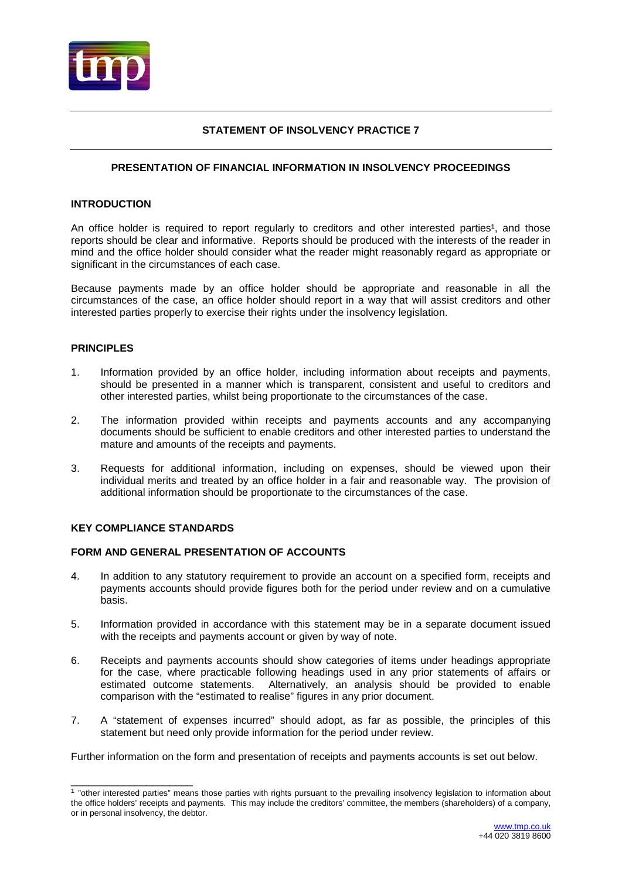# STATEMENT OF INSOLVENCY PRACTICE 7

## PRESENTATION OF FINANCIAL INFORMATION IN INSOLVENCY PROCEEDINGS

### INTRODUCTION

An office holder is required to report regularly to creditors and other interested parties[1], and those reports should be clear and informative. Reports should be produced with the interests of the reader in mind and the office holder should consider what the reader might reasonably regard as appropriate or significant in the circumstances of each case.

Because payments made by an office holder should be appropriate and reasonable in all the circumstances of the case, an office holder should report in a way that will assist creditors and other interested parties properly to exercise their rights under the insolvency legislation.

### PRINCIPLES

1. Information provided by an office holder, including information about receipts and payments, should be presented in a manner which is transparent, consistent and useful to creditors and other interested parties, whilst being proportionate to the circumstances of the case.

2. The information provided within receipts and payments accounts and any accompanying documents should be sufficient to enable creditors and other interested parties to understand the mature and amounts of the receipts and payments.

3. Requests for additional information, including on expenses, should be viewed upon their individual merits and treated by an office holder in a fair and reasonable way. The provision of additional information should be proportionate to the circumstances of the case.

### KEY COMPLIANCE STANDARDS

### FORM AND GENERAL PRESENTATION OF ACCOUNTS

4. In addition to any statutory requirement to provide an account on a specified form, receipts and payments accounts should provide figures both for the period under review and on a cumulative basis.

5. Information provided in accordance with this statement may be in a separate document issued with the receipts and payments account or given by way of note.

6. Receipts and payments accounts should show categories of items under headings appropriate for the case, where practicable following headings used in any prior statements of affairs or estimated outcome statements. Alternatively, an analysis should be provided to enable comparison with the "estimated to realise" figures in any prior document.

7. A "statement of expenses incurred" should adopt, as far as possible, the principles of this statement but need only provide information for the period under review.

Further information on the form and presentation of receipts and payments accounts is set out below.

---

[1] "other interested parties" means those parties with rights pursuant to the prevailing insolvency legislation to information about the office holders' receipts and payments. This may include the creditors' committee, the members (shareholders) of a company, or in personal insolvency, the debtor.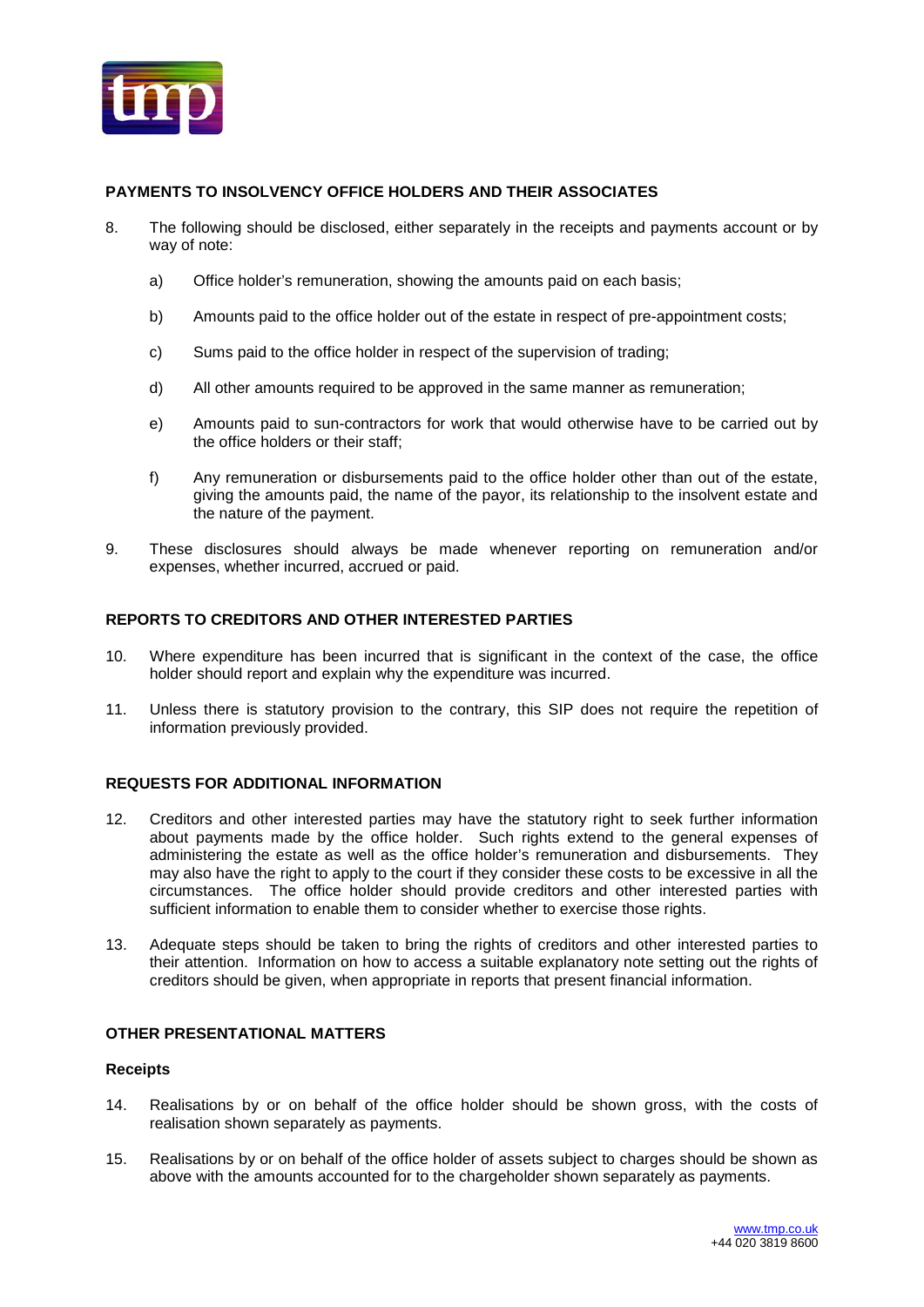## PAYMENTS TO INSOLVENCY OFFICE HOLDERS AND THEIR ASSOCIATES

8. The following should be disclosed, either separately in the receipts and payments account or by way of note:

   a) Office holder's remuneration, showing the amounts paid on each basis;

   b) Amounts paid to the office holder out of the estate in respect of pre-appointment costs;

   c) Sums paid to the office holder in respect of the supervision of trading;

   d) All other amounts required to be approved in the same manner as remuneration;

   e) Amounts paid to sun-contractors for work that would otherwise have to be carried out by the office holders or their staff;

   f) Any remuneration or disbursements paid to the office holder other than out of the estate, giving the amounts paid, the name of the payor, its relationship to the insolvent estate and the nature of the payment.

9. These disclosures should always be made whenever reporting on remuneration and/or expenses, whether incurred, accrued or paid.

## REPORTS TO CREDITORS AND OTHER INTERESTED PARTIES

10. Where expenditure has been incurred that is significant in the context of the case, the office holder should report and explain why the expenditure was incurred.

11. Unless there is statutory provision to the contrary, this SIP does not require the repetition of information previously provided.

## REQUESTS FOR ADDITIONAL INFORMATION

12. Creditors and other interested parties may have the statutory right to seek further information about payments made by the office holder. Such rights extend to the general expenses of administering the estate as well as the office holder's remuneration and disbursements. They may also have the right to apply to the court if they consider these costs to be excessive in all the circumstances. The office holder should provide creditors and other interested parties with sufficient information to enable them to consider whether to exercise those rights.

13. Adequate steps should be taken to bring the rights of creditors and other interested parties to their attention. Information on how to access a suitable explanatory note setting out the rights of creditors should be given, when appropriate in reports that present financial information.

## OTHER PRESENTATIONAL MATTERS

### Receipts

14. Realisations by or on behalf of the office holder should be shown gross, with the costs of realisation shown separately as payments.

15. Realisations by or on behalf of the office holder of assets subject to charges should be shown as above with the amounts accounted for to the chargeholder shown separately as payments.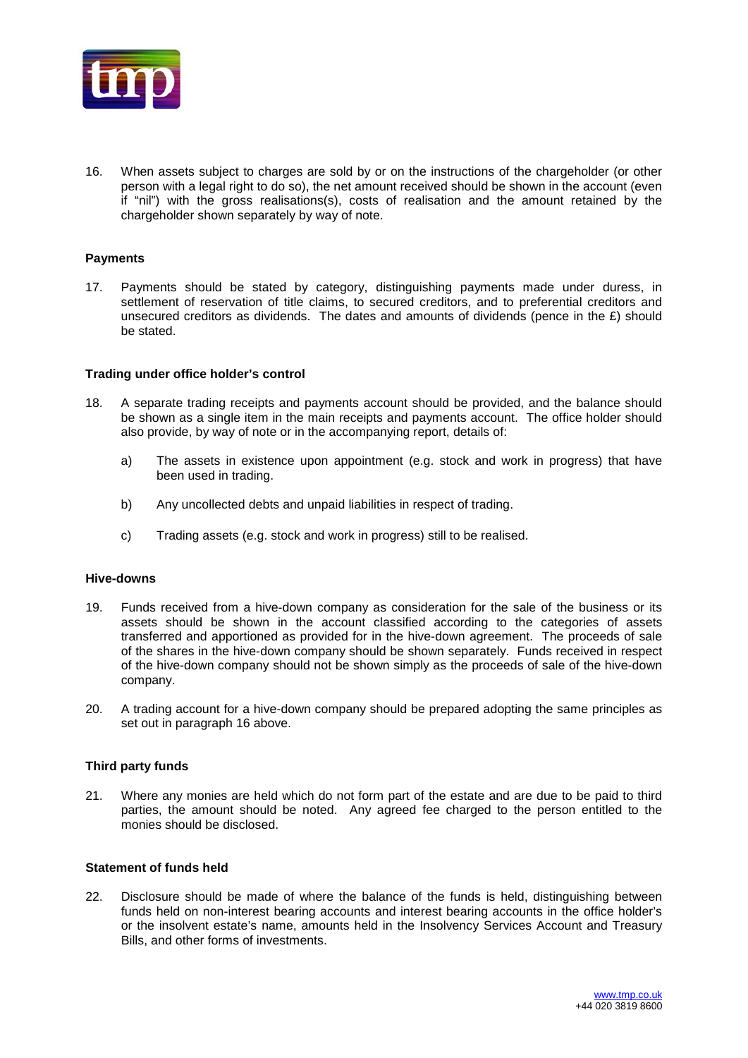16. When assets subject to charges are sold by or on the instructions of the chargeholder (or other person with a legal right to do so), the net amount received should be shown in the account (even if "nil") with the gross realisations(s), costs of realisation and the amount retained by the chargeholder shown separately by way of note.

**Payments**

17. Payments should be stated by category, distinguishing payments made under duress, in settlement of reservation of title claims, to secured creditors, and to preferential creditors and unsecured creditors as dividends. The dates and amounts of dividends (pence in the £) should be stated.

**Trading under office holder's control**

18. A separate trading receipts and payments account should be provided, and the balance should be shown as a single item in the main receipts and payments account. The office holder should also provide, by way of note or in the accompanying report, details of:

    a) The assets in existence upon appointment (e.g. stock and work in progress) that have been used in trading.

    b) Any uncollected debts and unpaid liabilities in respect of trading.

    c) Trading assets (e.g. stock and work in progress) still to be realised.

**Hive-downs**

19. Funds received from a hive-down company as consideration for the sale of the business or its assets should be shown in the account classified according to the categories of assets transferred and apportioned as provided for in the hive-down agreement. The proceeds of sale of the shares in the hive-down company should be shown separately. Funds received in respect of the hive-down company should not be shown simply as the proceeds of sale of the hive-down company.

20. A trading account for a hive-down company should be prepared adopting the same principles as set out in paragraph 16 above.

**Third party funds**

21. Where any monies are held which do not form part of the estate and are due to be paid to third parties, the amount should be noted. Any agreed fee charged to the person entitled to the monies should be disclosed.

**Statement of funds held**

22. Disclosure should be made of where the balance of the funds is held, distinguishing between funds held on non-interest bearing accounts and interest bearing accounts in the office holder's or the insolvent estate's name, amounts held in the Insolvency Services Account and Treasury Bills, and other forms of investments.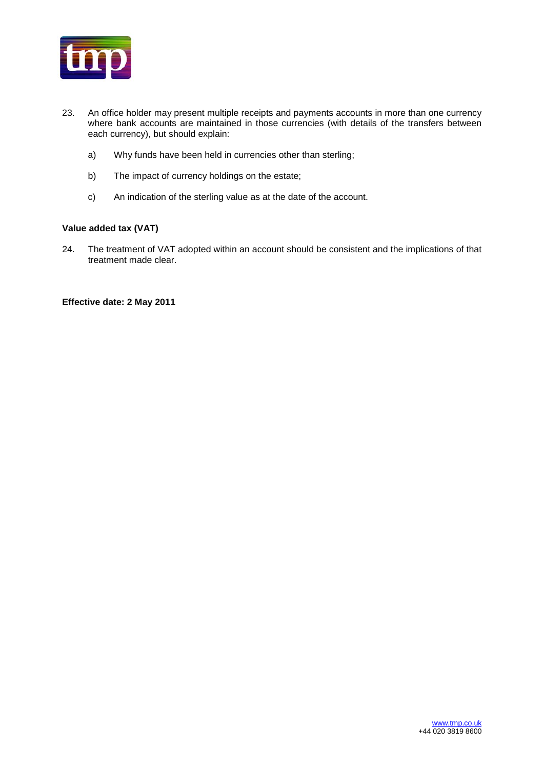23. An office holder may present multiple receipts and payments accounts in more than one currency where bank accounts are maintained in those currencies (with details of the transfers between each currency), but should explain:

    a) Why funds have been held in currencies other than sterling;

    b) The impact of currency holdings on the estate;

    c) An indication of the sterling value as at the date of the account.

**Value added tax (VAT)**

24. The treatment of VAT adopted within an account should be consistent and the implications of that treatment made clear.

**Effective date: 2 May 2011**